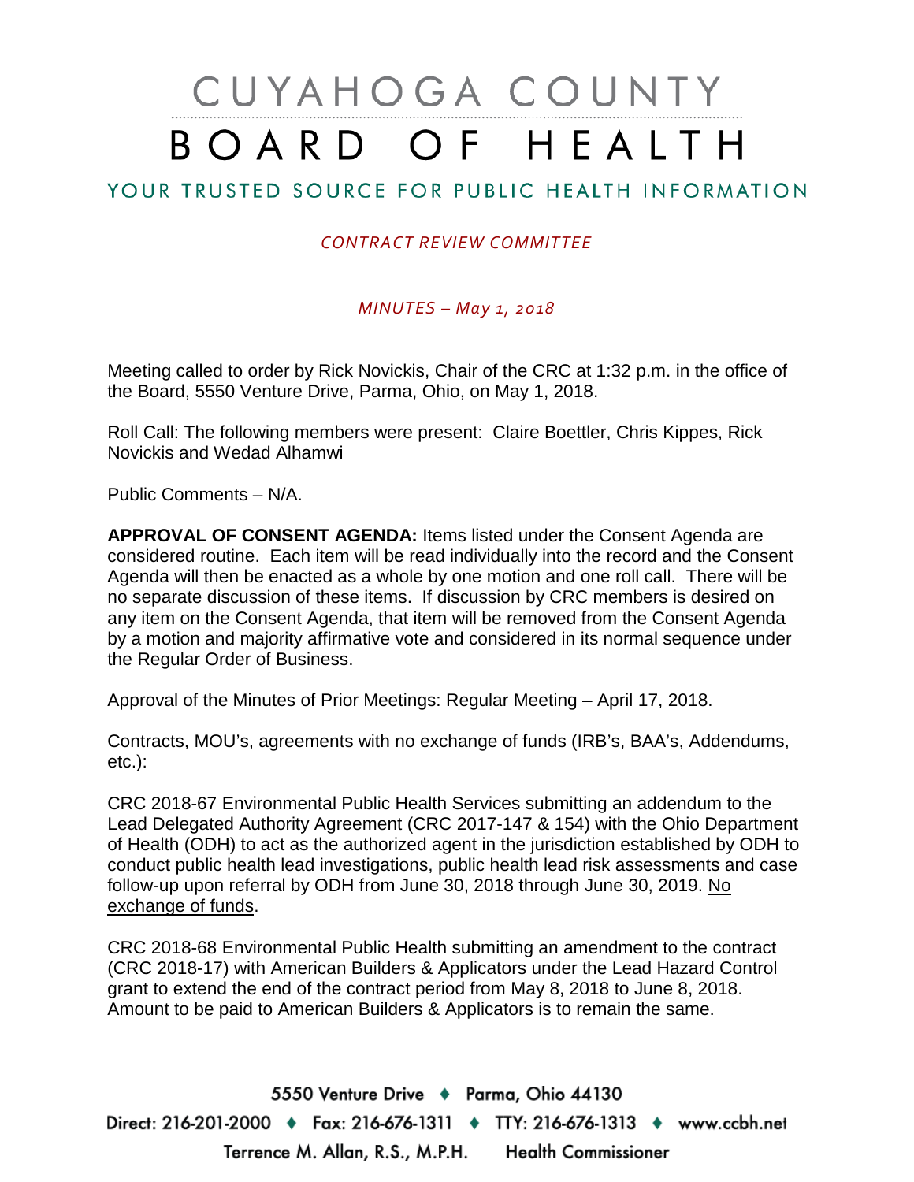# CUYAHOGA COUNTY BOARD OF HEALTH

YOUR TRUSTED SOURCE FOR PUBLIC HEALTH INFORMATION

*CONTRACT REVIEW COMMITTEE*

*MINUTES – May 1, 2018*

Meeting called to order by Rick Novickis, Chair of the CRC at 1:32 p.m. in the office of the Board, 5550 Venture Drive, Parma, Ohio, on May 1, 2018.

Roll Call: The following members were present: Claire Boettler, Chris Kippes, Rick Novickis and Wedad Alhamwi

Public Comments – N/A.

**APPROVAL OF CONSENT AGENDA:** Items listed under the Consent Agenda are considered routine. Each item will be read individually into the record and the Consent Agenda will then be enacted as a whole by one motion and one roll call. There will be no separate discussion of these items. If discussion by CRC members is desired on any item on the Consent Agenda, that item will be removed from the Consent Agenda by a motion and majority affirmative vote and considered in its normal sequence under the Regular Order of Business.

Approval of the Minutes of Prior Meetings: Regular Meeting – April 17, 2018.

Contracts, MOU's, agreements with no exchange of funds (IRB's, BAA's, Addendums, etc.):

CRC 2018-67 Environmental Public Health Services submitting an addendum to the Lead Delegated Authority Agreement (CRC 2017-147 & 154) with the Ohio Department of Health (ODH) to act as the authorized agent in the jurisdiction established by ODH to conduct public health lead investigations, public health lead risk assessments and case follow-up upon referral by ODH from June 30, 2018 through June 30, 2019. No exchange of funds.

CRC 2018-68 Environmental Public Health submitting an amendment to the contract (CRC 2018-17) with American Builders & Applicators under the Lead Hazard Control grant to extend the end of the contract period from May 8, 2018 to June 8, 2018. Amount to be paid to American Builders & Applicators is to remain the same.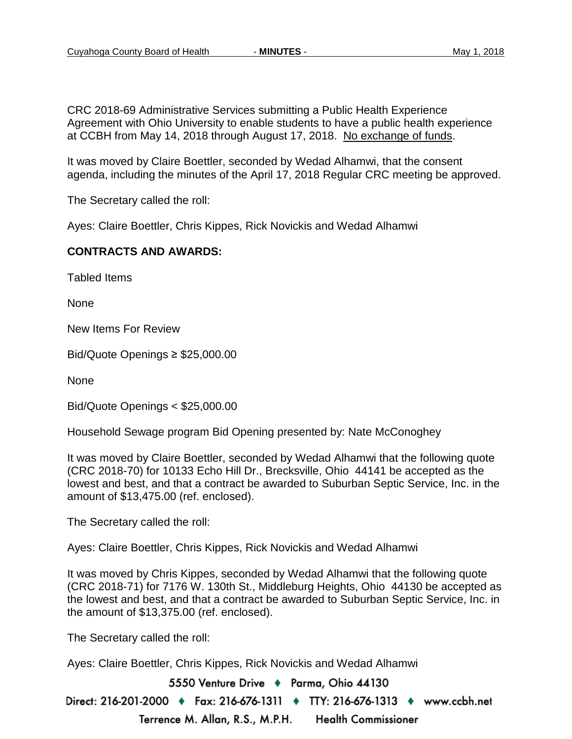CRC 2018-69 Administrative Services submitting a Public Health Experience Agreement with Ohio University to enable students to have a public health experience at CCBH from May 14, 2018 through August 17, 2018. No exchange of funds.

It was moved by Claire Boettler, seconded by Wedad Alhamwi, that the consent agenda, including the minutes of the April 17, 2018 Regular CRC meeting be approved.

The Secretary called the roll:

Ayes: Claire Boettler, Chris Kippes, Rick Novickis and Wedad Alhamwi

**CONTRACTS AND AWARDS:**

Tabled Items

None

New Items For Review

Bid/Quote Openings ≥ $25,000.00

None

Bid/Quote Openings < $25,000.00

Household Sewage program Bid Opening presented by: Nate McConoghey

It was moved by Claire Boettler, seconded by Wedad Alhamwi that the following quote (CRC 2018-70) for 10133 Echo Hill Dr., Brecksville, Ohio 44141 be accepted as the lowest and best, and that a contract be awarded to Suburban Septic Service, Inc. in the amount of $13,475.00 (ref. enclosed).

The Secretary called the roll:

Ayes: Claire Boettler, Chris Kippes, Rick Novickis and Wedad Alhamwi

It was moved by Chris Kippes, seconded by Wedad Alhamwi that the following quote (CRC 2018-71) for 7176 W. 130th St., Middleburg Heights, Ohio 44130 be accepted as the lowest and best, and that a contract be awarded to Suburban Septic Service, Inc. in the amount of $13,375.00 (ref. enclosed).

The Secretary called the roll:

Ayes: Claire Boettler, Chris Kippes, Rick Novickis and Wedad Alhamwi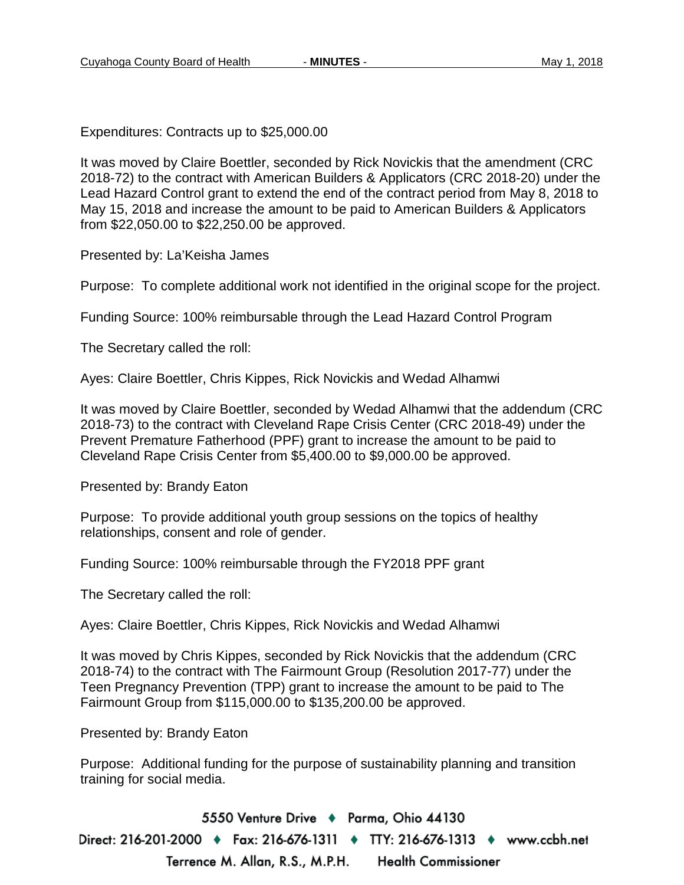Expenditures: Contracts up to $25,000.00

It was moved by Claire Boettler, seconded by Rick Novickis that the amendment (CRC 2018-72) to the contract with American Builders & Applicators (CRC 2018-20) under the Lead Hazard Control grant to extend the end of the contract period from May 8, 2018 to May 15, 2018 and increase the amount to be paid to American Builders & Applicators from $22,050.00 to $22,250.00 be approved.

Presented by: La'Keisha James

Purpose: To complete additional work not identified in the original scope for the project.

Funding Source: 100% reimbursable through the Lead Hazard Control Program

The Secretary called the roll:

Ayes: Claire Boettler, Chris Kippes, Rick Novickis and Wedad Alhamwi

It was moved by Claire Boettler, seconded by Wedad Alhamwi that the addendum (CRC 2018-73) to the contract with Cleveland Rape Crisis Center (CRC 2018-49) under the Prevent Premature Fatherhood (PPF) grant to increase the amount to be paid to Cleveland Rape Crisis Center from $5,400.00 to $9,000.00 be approved.

Presented by: Brandy Eaton

Purpose: To provide additional youth group sessions on the topics of healthy relationships, consent and role of gender.

Funding Source: 100% reimbursable through the FY2018 PPF grant

The Secretary called the roll:

Ayes: Claire Boettler, Chris Kippes, Rick Novickis and Wedad Alhamwi

It was moved by Chris Kippes, seconded by Rick Novickis that the addendum (CRC 2018-74) to the contract with The Fairmount Group (Resolution 2017-77) under the Teen Pregnancy Prevention (TPP) grant to increase the amount to be paid to The Fairmount Group from $115,000.00 to $135,200.00 be approved.

Presented by: Brandy Eaton

Purpose: Additional funding for the purpose of sustainability planning and transition training for social media.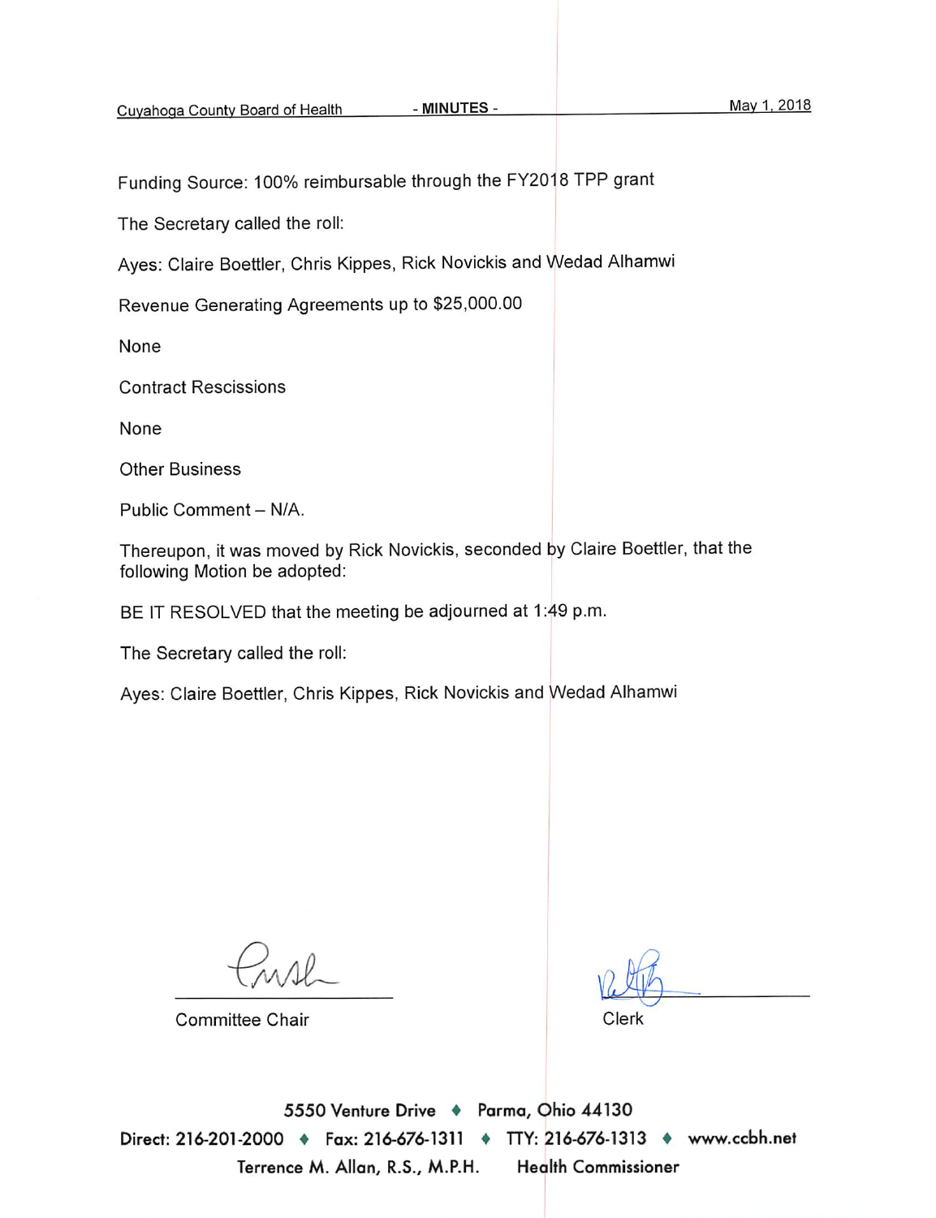Funding Source: 100% reimbursable through the FY2018 TPP grant

The Secretary called the roll:

Ayes: Claire Boettler, Chris Kippes, Rick Novickis and Wedad Alhamwi

Revenue Generating Agreements up to $25,000.00

None

Contract Rescissions

None

Other Business

Public Comment – N/A.

Thereupon, it was moved by Rick Novickis, seconded by Claire Boettler, that the following Motion be adopted:

BE IT RESOLVED that the meeting be adjourned at 1:49 p.m.

The Secretary called the roll:

Ayes: Claire Boettler, Chris Kippes, Rick Novickis and Wedad Alhamwi

Committee Chair

Clerk

5550 Venture Drive ♦ Parma, Ohio 44130

Direct: 216-201-2000 ♦ Fax: 216-676-1311 ♦ TTY: 216-676-1313 ♦ www.ccbh.net

Terrence M. Allan, R.S., M.P.H. Health Commissioner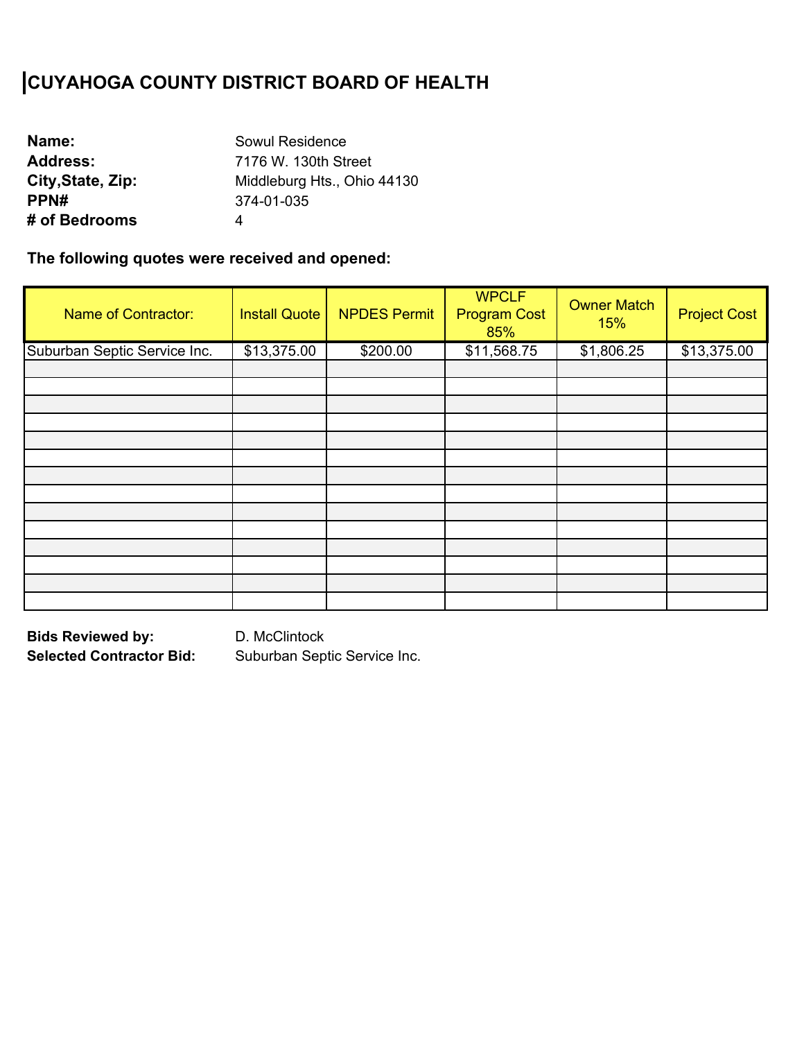# CUYAHOGA COUNTY DISTRICT BOARD OF HEALTH

**Name:** Sowul Residence
**Address:** 7176 W. 130th Street
**City,State, Zip:** Middleburg Hts., Ohio 44130
**PPN#** 374-01-035
**# of Bedrooms** 4

**The following quotes were received and opened:**

| Name of Contractor: | Install Quote | NPDES Permit | WPCLF Program Cost 85% | Owner Match 15% | Project Cost |
|---|---|---|---|---|---|
| Suburban Septic Service Inc. | $13,375.00 | $200.00 | $11,568.75 | $1,806.25 | $13,375.00 |
| | | | | | |
| | | | | | |
| | | | | | |
| | | | | | |
| | | | | | |
| | | | | | |
| | | | | | |
| | | | | | |
| | | | | | |
| | | | | | |
| | | | | | |
| | | | | | |
| | | | | | |
| | | | | | |

**Bids Reviewed by:** D. McClintock
**Selected Contractor Bid:** Suburban Septic Service Inc.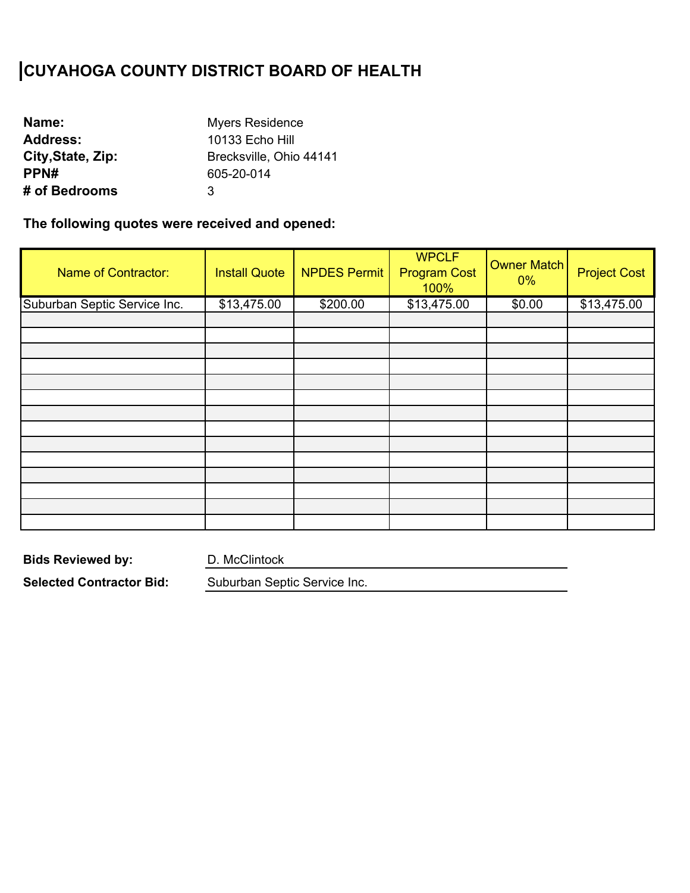# CUYAHOGA COUNTY DISTRICT BOARD OF HEALTH

**Name:** Myers Residence
**Address:** 10133 Echo Hill
**City,State, Zip:** Brecksville, Ohio 44141
**PPN#** 605-20-014
**# of Bedrooms** 3

**The following quotes were received and opened:**

| Name of Contractor: | Install Quote | NPDES Permit | WPCLF Program Cost 100% | Owner Match 0% | Project Cost |
|---|---|---|---|---|---|
| Suburban Septic Service Inc. | $13,475.00 | $200.00 | $13,475.00 | $0.00 | $13,475.00 |
| | | | | | |
| | | | | | |
| | | | | | |
| | | | | | |
| | | | | | |
| | | | | | |
| | | | | | |
| | | | | | |
| | | | | | |
| | | | | | |
| | | | | | |
| | | | | | |
| | | | | | |
| | | | | | |

**Bids Reviewed by:** D. McClintock

**Selected Contractor Bid:** Suburban Septic Service Inc.